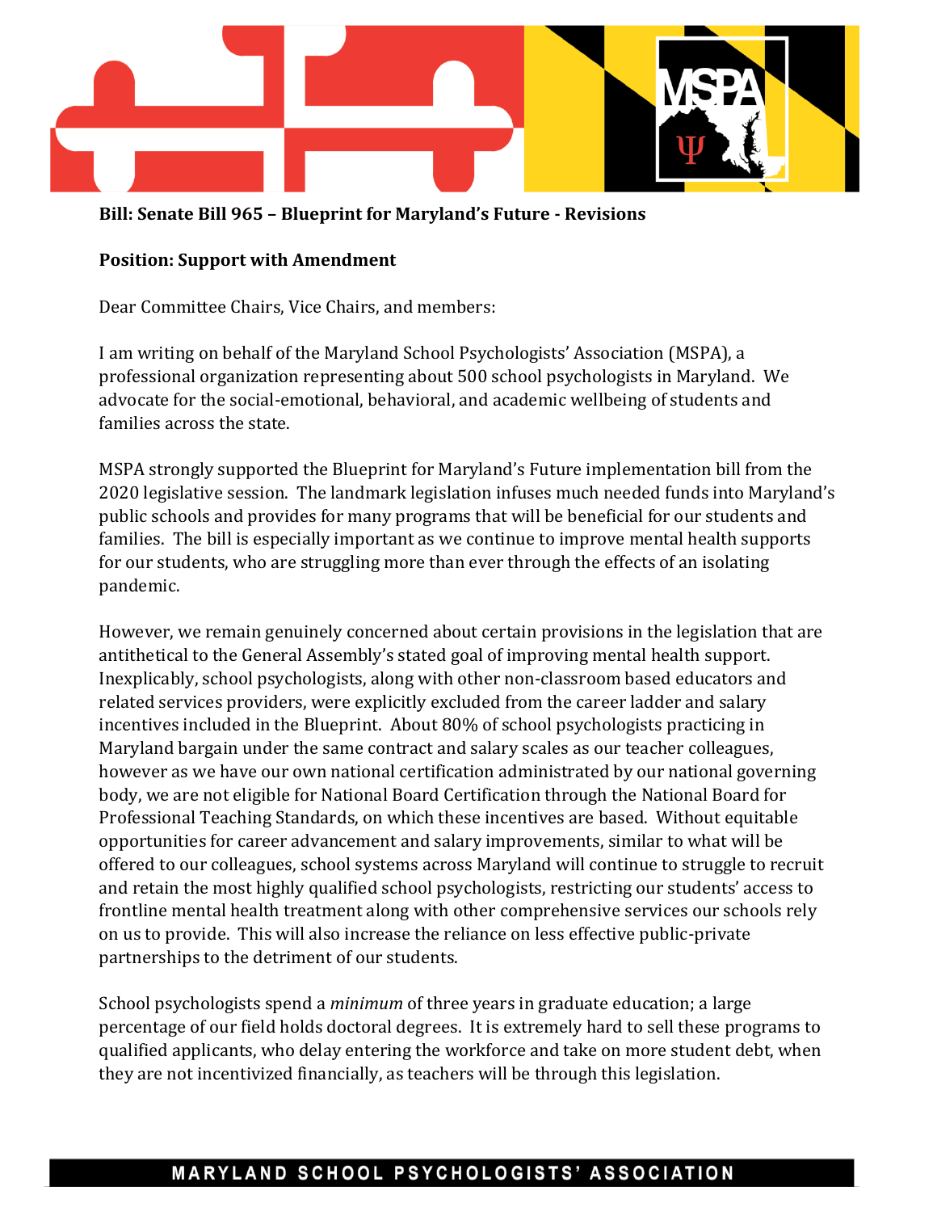**Bill: Senate Bill 965 – Blueprint for Maryland's Future - Revisions**

**Position: Support with Amendment**

Dear Committee Chairs, Vice Chairs, and members:

I am writing on behalf of the Maryland School Psychologists' Association (MSPA), a professional organization representing about 500 school psychologists in Maryland. We advocate for the social-emotional, behavioral, and academic wellbeing of students and families across the state.

MSPA strongly supported the Blueprint for Maryland's Future implementation bill from the 2020 legislative session. The landmark legislation infuses much needed funds into Maryland's public schools and provides for many programs that will be beneficial for our students and families. The bill is especially important as we continue to improve mental health supports for our students, who are struggling more than ever through the effects of an isolating pandemic.

However, we remain genuinely concerned about certain provisions in the legislation that are antithetical to the General Assembly's stated goal of improving mental health support. Inexplicably, school psychologists, along with other non-classroom based educators and related services providers, were explicitly excluded from the career ladder and salary incentives included in the Blueprint. About 80% of school psychologists practicing in Maryland bargain under the same contract and salary scales as our teacher colleagues, however as we have our own national certification administrated by our national governing body, we are not eligible for National Board Certification through the National Board for Professional Teaching Standards, on which these incentives are based. Without equitable opportunities for career advancement and salary improvements, similar to what will be offered to our colleagues, school systems across Maryland will continue to struggle to recruit and retain the most highly qualified school psychologists, restricting our students' access to frontline mental health treatment along with other comprehensive services our schools rely on us to provide. This will also increase the reliance on less effective public-private partnerships to the detriment of our students.

School psychologists spend a *minimum* of three years in graduate education; a large percentage of our field holds doctoral degrees. It is extremely hard to sell these programs to qualified applicants, who delay entering the workforce and take on more student debt, when they are not incentivized financially, as teachers will be through this legislation.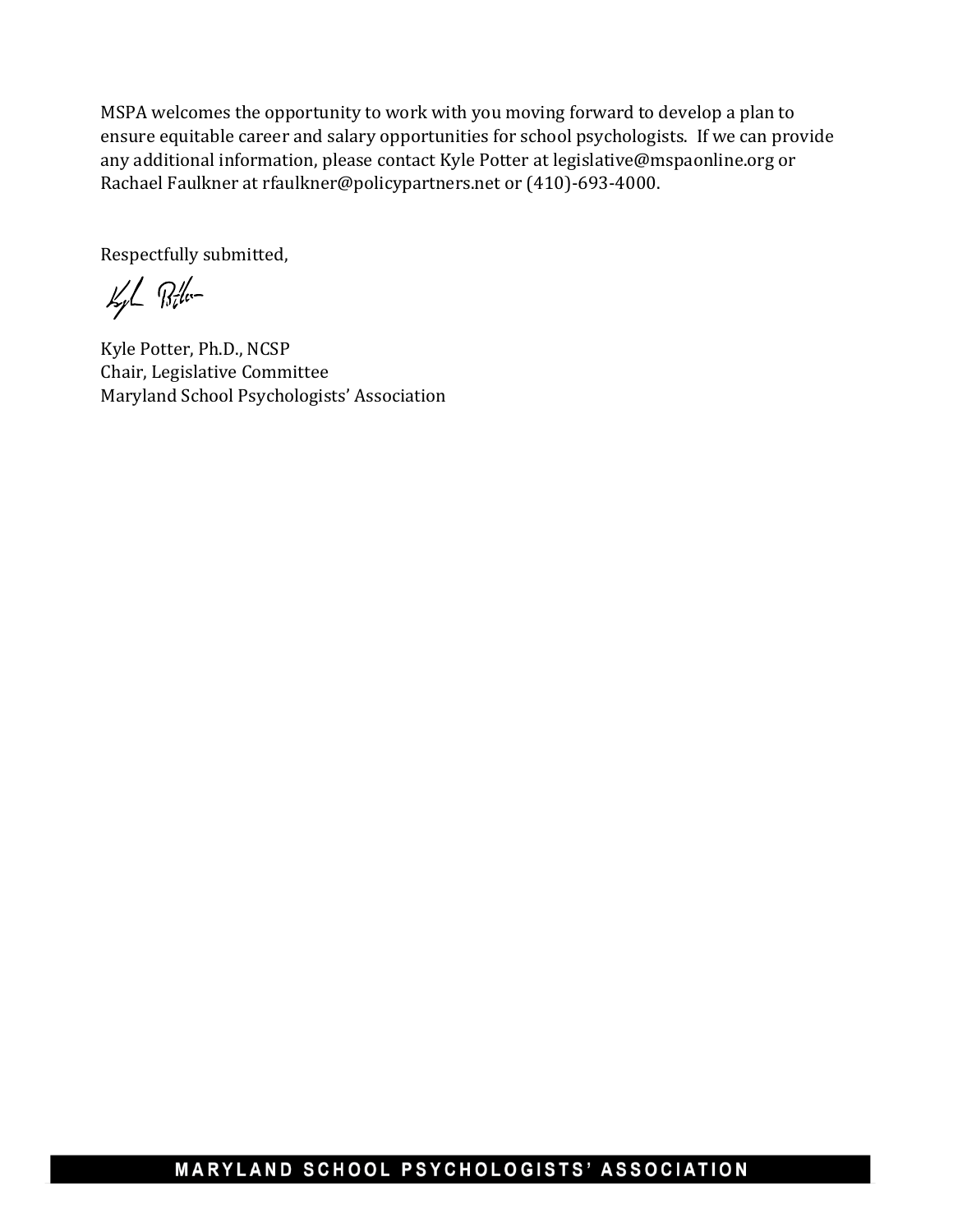MSPA welcomes the opportunity to work with you moving forward to develop a plan to ensure equitable career and salary opportunities for school psychologists. If we can provide any additional information, please contact Kyle Potter at legislative@mspaonline.org or Rachael Faulkner at rfaulkner@policypartners.net or (410)-693-4000.

Respectfully submitted,

Kyle Potter, Ph.D., NCSP  
Chair, Legislative Committee  
Maryland School Psychologists' Association